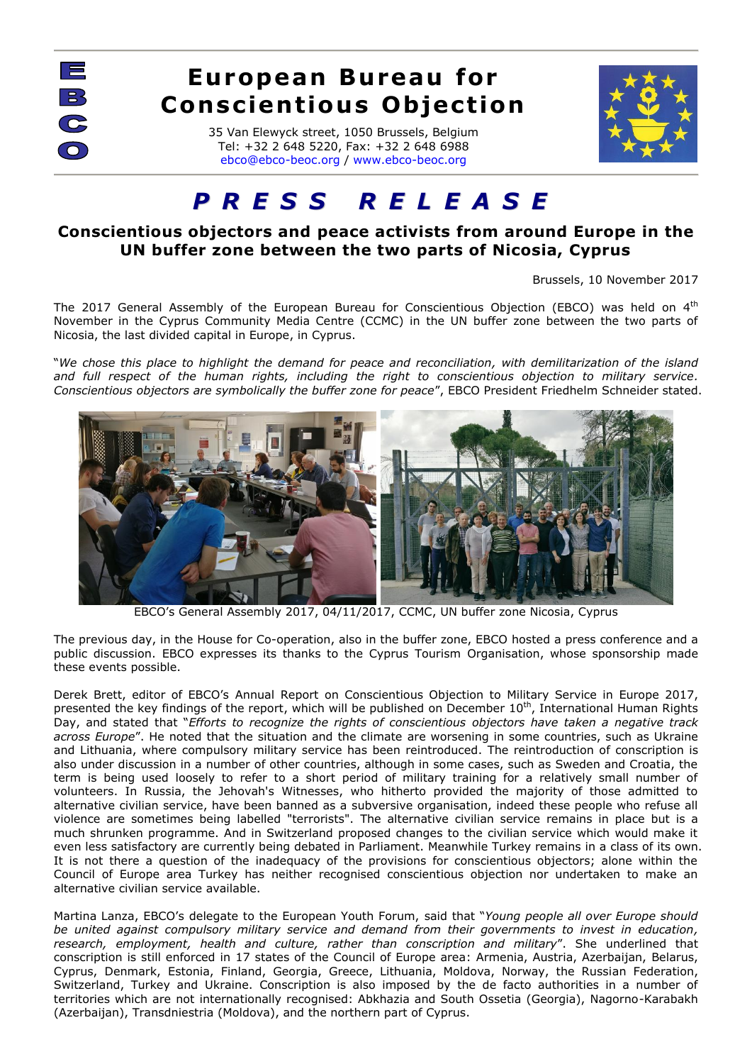# European Bureau for Conscientious Objection

35 Van Elewyck street, 1050 Brussels, Belgium
Tel: +32 2 648 5220, Fax: +32 2 648 6988
ebco@ebco-beoc.org / www.ebco-beoc.org

## *PRESS RELEASE*

### Conscientious objectors and peace activists from around Europe in the UN buffer zone between the two parts of Nicosia, Cyprus

Brussels, 10 November 2017

The 2017 General Assembly of the European Bureau for Conscientious Objection (EBCO) was held on 4th November in the Cyprus Community Media Centre (CCMC) in the UN buffer zone between the two parts of Nicosia, the last divided capital in Europe, in Cyprus.

"*We chose this place to highlight the demand for peace and reconciliation, with demilitarization of the island and full respect of the human rights, including the right to conscientious objection to military service. Conscientious objectors are symbolically the buffer zone for peace*", EBCO President Friedhelm Schneider stated.

EBCO's General Assembly 2017, 04/11/2017, CCMC, UN buffer zone Nicosia, Cyprus

The previous day, in the House for Co-operation, also in the buffer zone, EBCO hosted a press conference and a public discussion. EBCO expresses its thanks to the Cyprus Tourism Organisation, whose sponsorship made these events possible.

Derek Brett, editor of EBCO's Annual Report on Conscientious Objection to Military Service in Europe 2017, presented the key findings of the report, which will be published on December 10th, International Human Rights Day, and stated that "*Efforts to recognize the rights of conscientious objectors have taken a negative track across Europe*". He noted that the situation and the climate are worsening in some countries, such as Ukraine and Lithuania, where compulsory military service has been reintroduced. The reintroduction of conscription is also under discussion in a number of other countries, although in some cases, such as Sweden and Croatia, the term is being used loosely to refer to a short period of military training for a relatively small number of volunteers. In Russia, the Jehovah's Witnesses, who hitherto provided the majority of those admitted to alternative civilian service, have been banned as a subversive organisation, indeed these people who refuse all violence are sometimes being labelled "terrorists". The alternative civilian service remains in place but is a much shrunken programme. And in Switzerland proposed changes to the civilian service which would make it even less satisfactory are currently being debated in Parliament. Meanwhile Turkey remains in a class of its own. It is not there a question of the inadequacy of the provisions for conscientious objectors; alone within the Council of Europe area Turkey has neither recognised conscientious objection nor undertaken to make an alternative civilian service available.

Martina Lanza, EBCO's delegate to the European Youth Forum, said that "*Young people all over Europe should be united against compulsory military service and demand from their governments to invest in education, research, employment, health and culture, rather than conscription and military*". She underlined that conscription is still enforced in 17 states of the Council of Europe area: Armenia, Austria, Azerbaijan, Belarus, Cyprus, Denmark, Estonia, Finland, Georgia, Greece, Lithuania, Moldova, Norway, the Russian Federation, Switzerland, Turkey and Ukraine. Conscription is also imposed by the de facto authorities in a number of territories which are not internationally recognised: Abkhazia and South Ossetia (Georgia), Nagorno-Karabakh (Azerbaijan), Transdniestria (Moldova), and the northern part of Cyprus.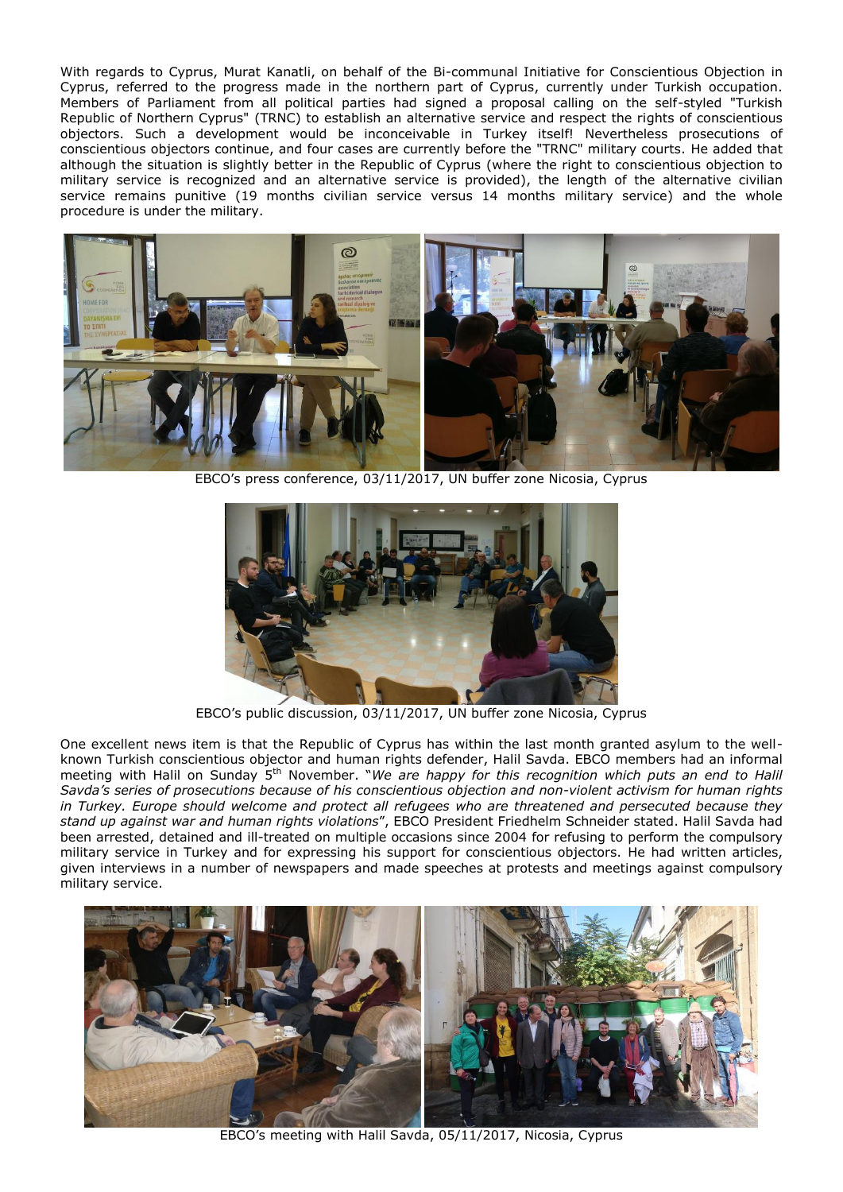With regards to Cyprus, Murat Kanatli, on behalf of the Bi-communal Initiative for Conscientious Objection in Cyprus, referred to the progress made in the northern part of Cyprus, currently under Turkish occupation. Members of Parliament from all political parties had signed a proposal calling on the self-styled "Turkish Republic of Northern Cyprus" (TRNC) to establish an alternative service and respect the rights of conscientious objectors. Such a development would be inconceivable in Turkey itself! Nevertheless prosecutions of conscientious objectors continue, and four cases are currently before the "TRNC" military courts. He added that although the situation is slightly better in the Republic of Cyprus (where the right to conscientious objection to military service is recognized and an alternative service is provided), the length of the alternative civilian service remains punitive (19 months civilian service versus 14 months military service) and the whole procedure is under the military.

EBCO's press conference, 03/11/2017, UN buffer zone Nicosia, Cyprus

EBCO's public discussion, 03/11/2017, UN buffer zone Nicosia, Cyprus

One excellent news item is that the Republic of Cyprus has within the last month granted asylum to the well-known Turkish conscientious objector and human rights defender, Halil Savda. EBCO members had an informal meeting with Halil on Sunday 5th November. "*We are happy for this recognition which puts an end to Halil Savda's series of prosecutions because of his conscientious objection and non-violent activism for human rights in Turkey. Europe should welcome and protect all refugees who are threatened and persecuted because they stand up against war and human rights violations*", EBCO President Friedhelm Schneider stated. Halil Savda had been arrested, detained and ill-treated on multiple occasions since 2004 for refusing to perform the compulsory military service in Turkey and for expressing his support for conscientious objectors. He had written articles, given interviews in a number of newspapers and made speeches at protests and meetings against compulsory military service.

EBCO's meeting with Halil Savda, 05/11/2017, Nicosia, Cyprus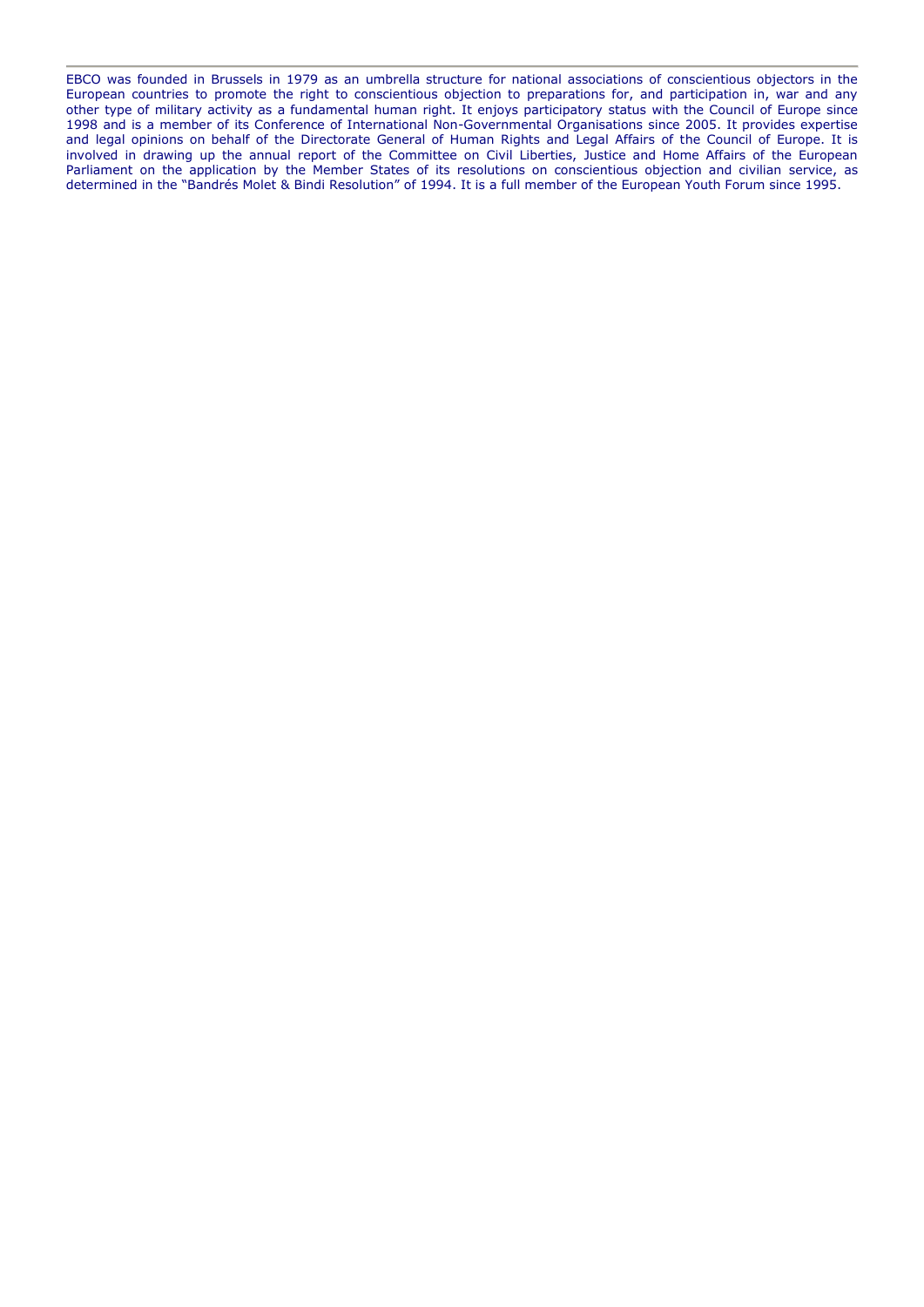EBCO was founded in Brussels in 1979 as an umbrella structure for national associations of conscientious objectors in the European countries to promote the right to conscientious objection to preparations for, and participation in, war and any other type of military activity as a fundamental human right. It enjoys participatory status with the Council of Europe since 1998 and is a member of its Conference of International Non-Governmental Organisations since 2005. It provides expertise and legal opinions on behalf of the Directorate General of Human Rights and Legal Affairs of the Council of Europe. It is involved in drawing up the annual report of the Committee on Civil Liberties, Justice and Home Affairs of the European Parliament on the application by the Member States of its resolutions on conscientious objection and civilian service, as determined in the "Bandrés Molet & Bindi Resolution" of 1994. It is a full member of the European Youth Forum since 1995.